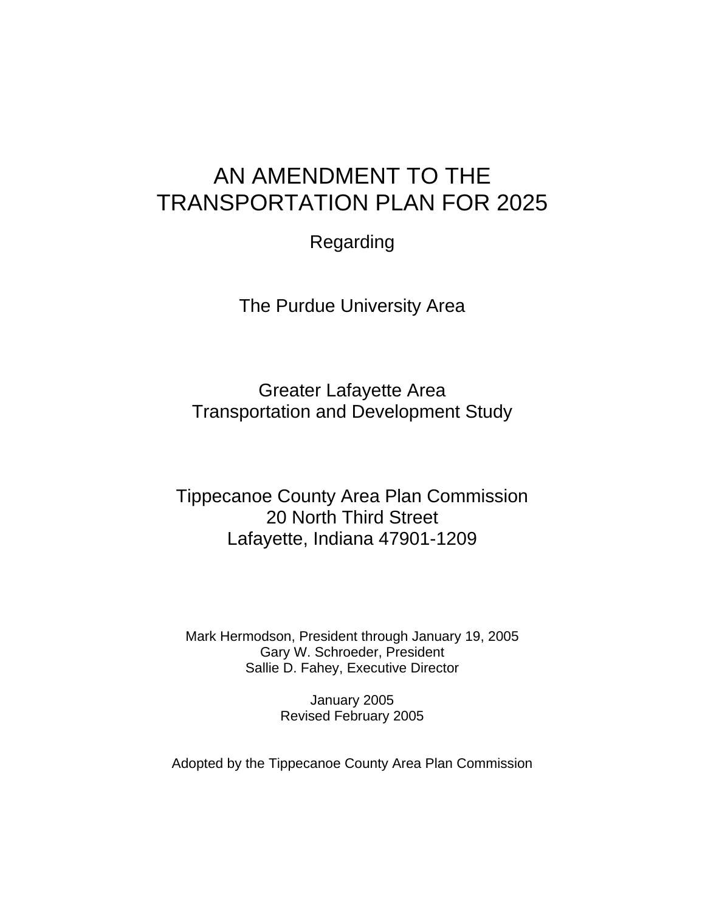# AN AMENDMENT TO THE TRANSPORTATION PLAN FOR 2025

Regarding

The Purdue University Area

Greater Lafayette Area
Transportation and Development Study

Tippecanoe County Area Plan Commission
20 North Third Street
Lafayette, Indiana 47901-1209

Mark Hermodson, President through January 19, 2005
Gary W. Schroeder, President
Sallie D. Fahey, Executive Director

January 2005
Revised February 2005

Adopted by the Tippecanoe County Area Plan Commission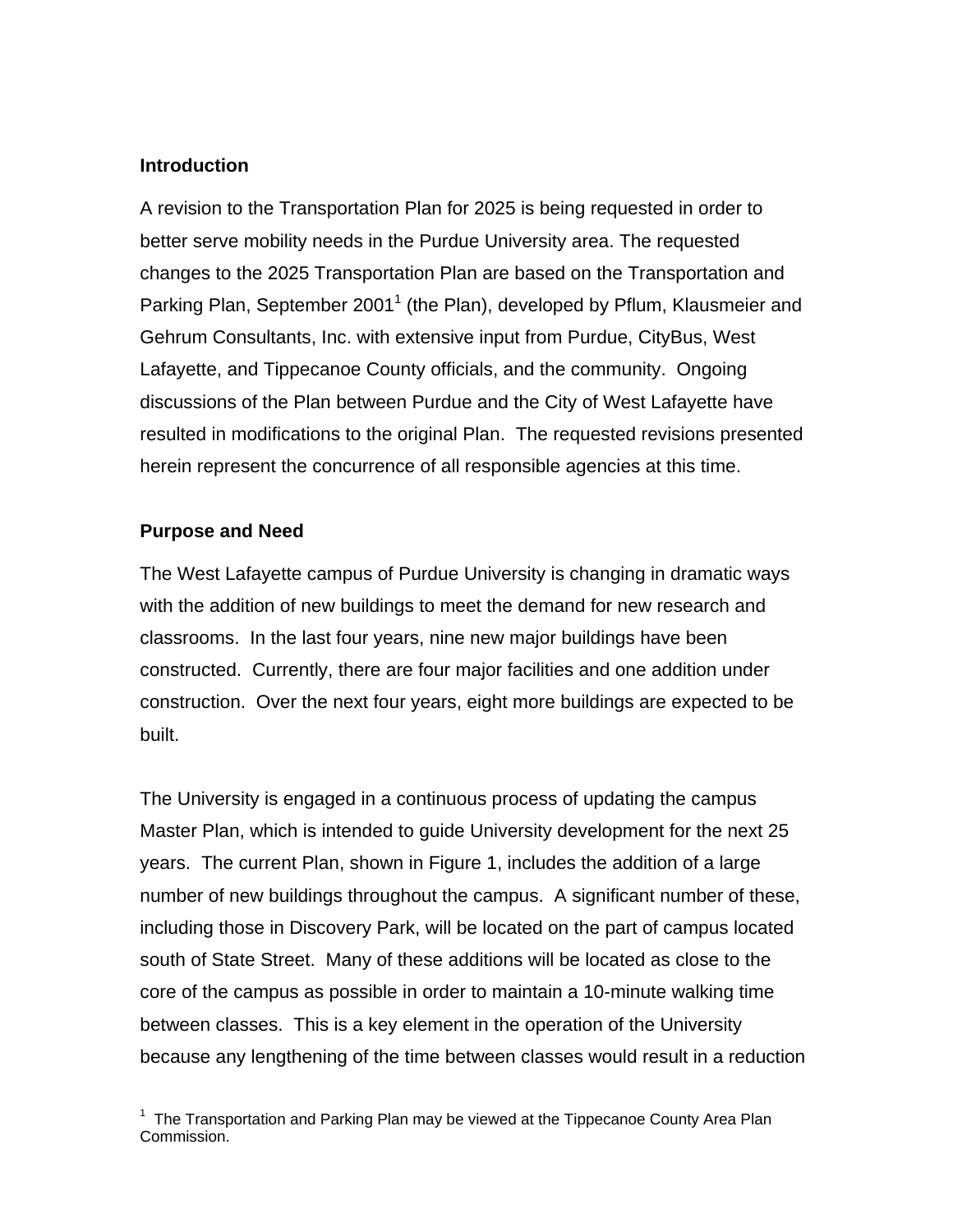## Introduction

A revision to the Transportation Plan for 2025 is being requested in order to better serve mobility needs in the Purdue University area. The requested changes to the 2025 Transportation Plan are based on the Transportation and Parking Plan, September 2001[1] (the Plan), developed by Pflum, Klausmeier and Gehrum Consultants, Inc. with extensive input from Purdue, CityBus, West Lafayette, and Tippecanoe County officials, and the community. Ongoing discussions of the Plan between Purdue and the City of West Lafayette have resulted in modifications to the original Plan. The requested revisions presented herein represent the concurrence of all responsible agencies at this time.

## Purpose and Need

The West Lafayette campus of Purdue University is changing in dramatic ways with the addition of new buildings to meet the demand for new research and classrooms. In the last four years, nine new major buildings have been constructed. Currently, there are four major facilities and one addition under construction. Over the next four years, eight more buildings are expected to be built.

The University is engaged in a continuous process of updating the campus Master Plan, which is intended to guide University development for the next 25 years. The current Plan, shown in Figure 1, includes the addition of a large number of new buildings throughout the campus. A significant number of these, including those in Discovery Park, will be located on the part of campus located south of State Street. Many of these additions will be located as close to the core of the campus as possible in order to maintain a 10-minute walking time between classes. This is a key element in the operation of the University because any lengthening of the time between classes would result in a reduction

[1] The Transportation and Parking Plan may be viewed at the Tippecanoe County Area Plan Commission.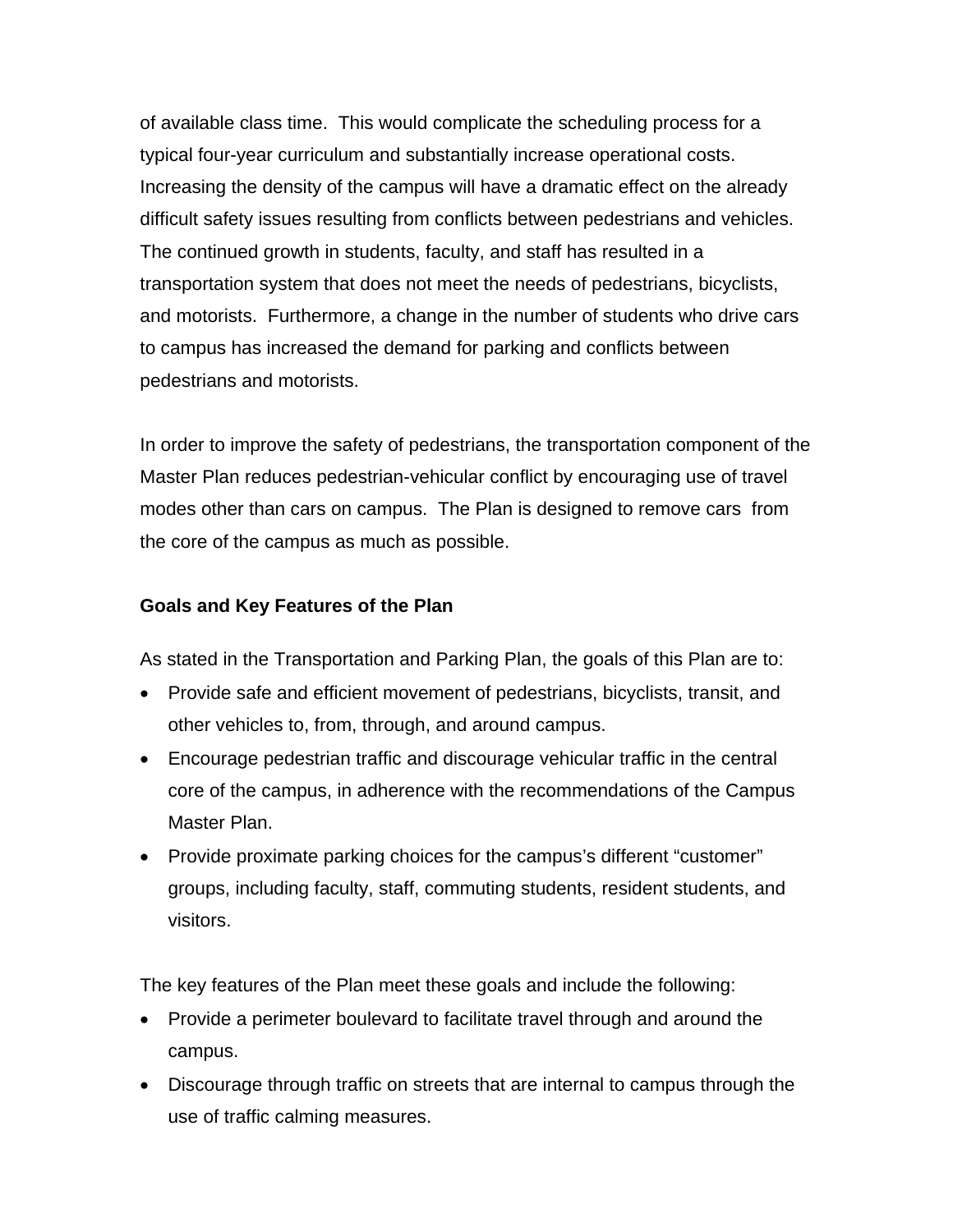of available class time. This would complicate the scheduling process for a typical four-year curriculum and substantially increase operational costs. Increasing the density of the campus will have a dramatic effect on the already difficult safety issues resulting from conflicts between pedestrians and vehicles. The continued growth in students, faculty, and staff has resulted in a transportation system that does not meet the needs of pedestrians, bicyclists, and motorists. Furthermore, a change in the number of students who drive cars to campus has increased the demand for parking and conflicts between pedestrians and motorists.

In order to improve the safety of pedestrians, the transportation component of the Master Plan reduces pedestrian-vehicular conflict by encouraging use of travel modes other than cars on campus. The Plan is designed to remove cars from the core of the campus as much as possible.

**Goals and Key Features of the Plan**

As stated in the Transportation and Parking Plan, the goals of this Plan are to:

- Provide safe and efficient movement of pedestrians, bicyclists, transit, and other vehicles to, from, through, and around campus.
- Encourage pedestrian traffic and discourage vehicular traffic in the central core of the campus, in adherence with the recommendations of the Campus Master Plan.
- Provide proximate parking choices for the campus's different "customer" groups, including faculty, staff, commuting students, resident students, and visitors.

The key features of the Plan meet these goals and include the following:

- Provide a perimeter boulevard to facilitate travel through and around the campus.
- Discourage through traffic on streets that are internal to campus through the use of traffic calming measures.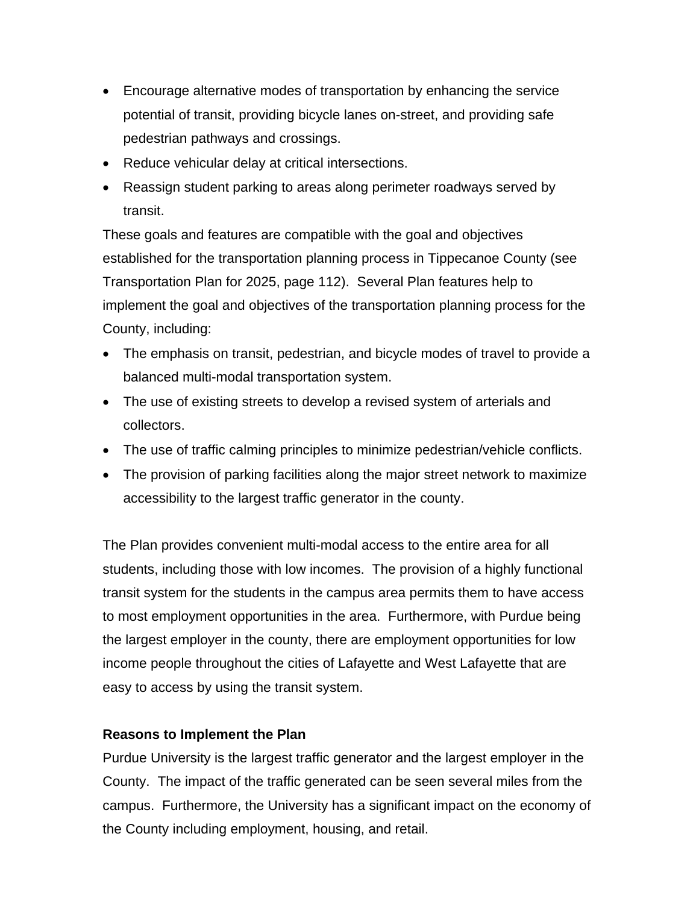- Encourage alternative modes of transportation by enhancing the service potential of transit, providing bicycle lanes on-street, and providing safe pedestrian pathways and crossings.
- Reduce vehicular delay at critical intersections.
- Reassign student parking to areas along perimeter roadways served by transit.

These goals and features are compatible with the goal and objectives established for the transportation planning process in Tippecanoe County (see Transportation Plan for 2025, page 112). Several Plan features help to implement the goal and objectives of the transportation planning process for the County, including:

- The emphasis on transit, pedestrian, and bicycle modes of travel to provide a balanced multi-modal transportation system.
- The use of existing streets to develop a revised system of arterials and collectors.
- The use of traffic calming principles to minimize pedestrian/vehicle conflicts.
- The provision of parking facilities along the major street network to maximize accessibility to the largest traffic generator in the county.

The Plan provides convenient multi-modal access to the entire area for all students, including those with low incomes. The provision of a highly functional transit system for the students in the campus area permits them to have access to most employment opportunities in the area. Furthermore, with Purdue being the largest employer in the county, there are employment opportunities for low income people throughout the cities of Lafayette and West Lafayette that are easy to access by using the transit system.

**Reasons to Implement the Plan**

Purdue University is the largest traffic generator and the largest employer in the County. The impact of the traffic generated can be seen several miles from the campus. Furthermore, the University has a significant impact on the economy of the County including employment, housing, and retail.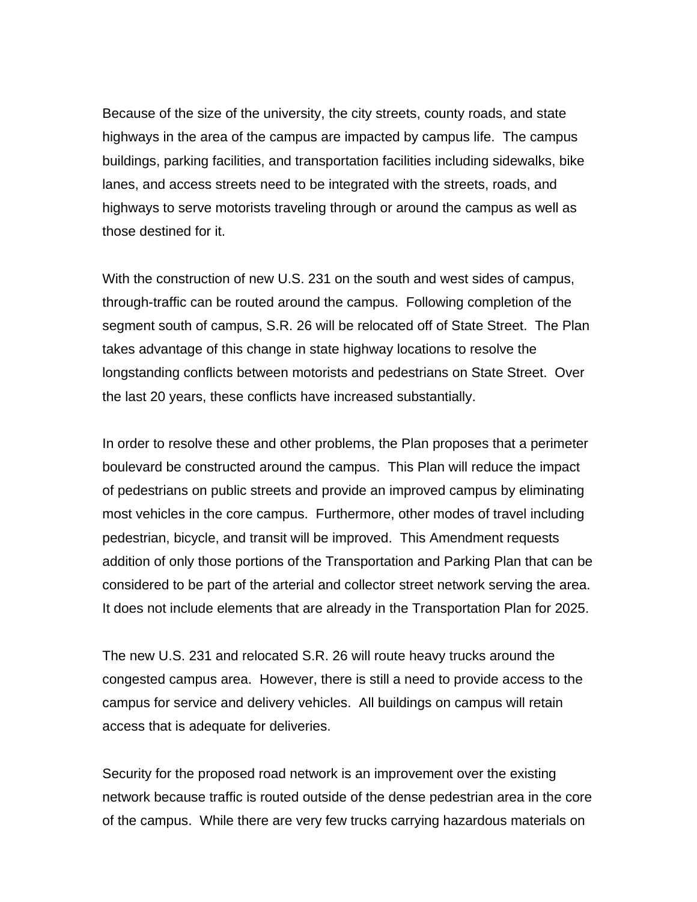Because of the size of the university, the city streets, county roads, and state highways in the area of the campus are impacted by campus life. The campus buildings, parking facilities, and transportation facilities including sidewalks, bike lanes, and access streets need to be integrated with the streets, roads, and highways to serve motorists traveling through or around the campus as well as those destined for it.

With the construction of new U.S. 231 on the south and west sides of campus, through-traffic can be routed around the campus. Following completion of the segment south of campus, S.R. 26 will be relocated off of State Street. The Plan takes advantage of this change in state highway locations to resolve the longstanding conflicts between motorists and pedestrians on State Street. Over the last 20 years, these conflicts have increased substantially.

In order to resolve these and other problems, the Plan proposes that a perimeter boulevard be constructed around the campus. This Plan will reduce the impact of pedestrians on public streets and provide an improved campus by eliminating most vehicles in the core campus. Furthermore, other modes of travel including pedestrian, bicycle, and transit will be improved. This Amendment requests addition of only those portions of the Transportation and Parking Plan that can be considered to be part of the arterial and collector street network serving the area. It does not include elements that are already in the Transportation Plan for 2025.

The new U.S. 231 and relocated S.R. 26 will route heavy trucks around the congested campus area. However, there is still a need to provide access to the campus for service and delivery vehicles. All buildings on campus will retain access that is adequate for deliveries.

Security for the proposed road network is an improvement over the existing network because traffic is routed outside of the dense pedestrian area in the core of the campus. While there are very few trucks carrying hazardous materials on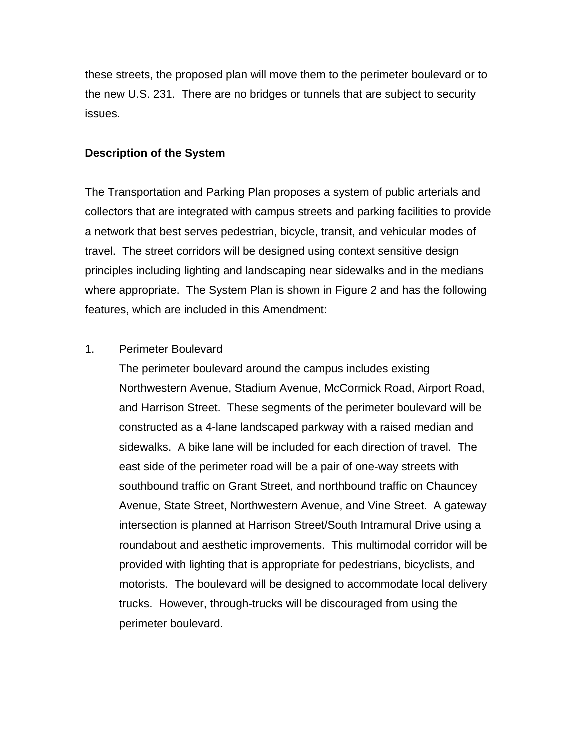these streets, the proposed plan will move them to the perimeter boulevard or to the new U.S. 231. There are no bridges or tunnels that are subject to security issues.

**Description of the System**

The Transportation and Parking Plan proposes a system of public arterials and collectors that are integrated with campus streets and parking facilities to provide a network that best serves pedestrian, bicycle, transit, and vehicular modes of travel. The street corridors will be designed using context sensitive design principles including lighting and landscaping near sidewalks and in the medians where appropriate. The System Plan is shown in Figure 2 and has the following features, which are included in this Amendment:

1. Perimeter Boulevard
   The perimeter boulevard around the campus includes existing Northwestern Avenue, Stadium Avenue, McCormick Road, Airport Road, and Harrison Street. These segments of the perimeter boulevard will be constructed as a 4-lane landscaped parkway with a raised median and sidewalks. A bike lane will be included for each direction of travel. The east side of the perimeter road will be a pair of one-way streets with southbound traffic on Grant Street, and northbound traffic on Chauncey Avenue, State Street, Northwestern Avenue, and Vine Street. A gateway intersection is planned at Harrison Street/South Intramural Drive using a roundabout and aesthetic improvements. This multimodal corridor will be provided with lighting that is appropriate for pedestrians, bicyclists, and motorists. The boulevard will be designed to accommodate local delivery trucks. However, through-trucks will be discouraged from using the perimeter boulevard.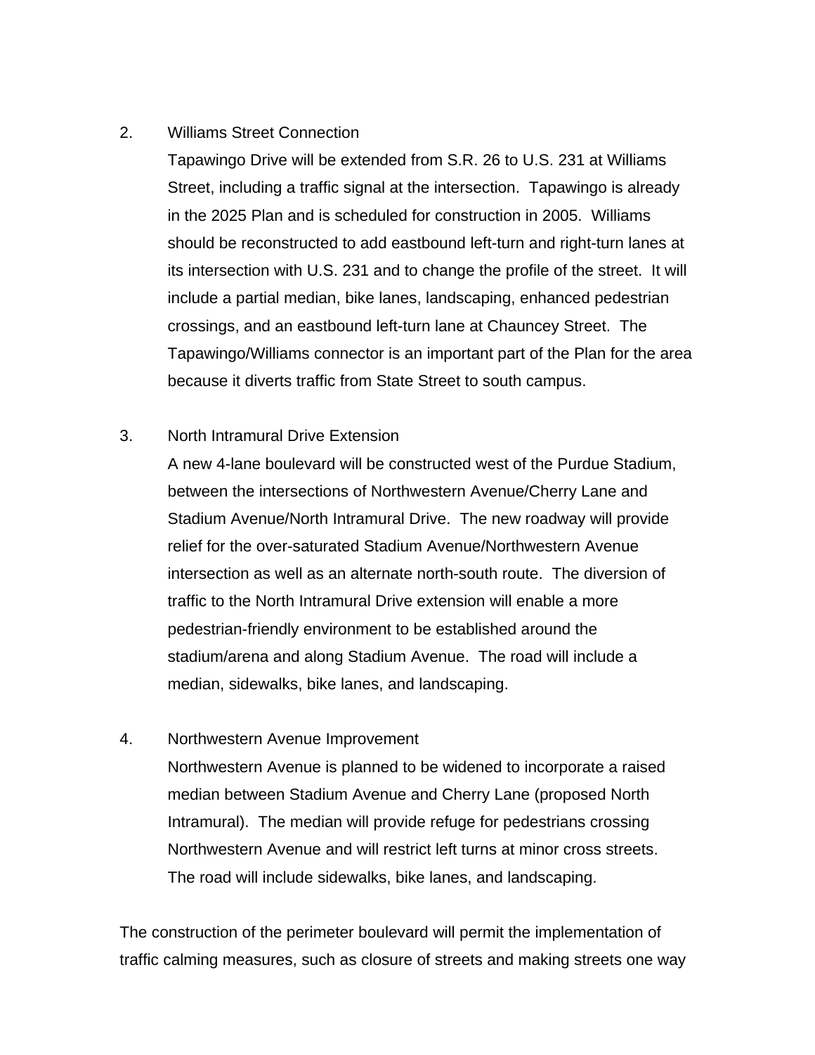2. Williams Street Connection

   Tapawingo Drive will be extended from S.R. 26 to U.S. 231 at Williams Street, including a traffic signal at the intersection. Tapawingo is already in the 2025 Plan and is scheduled for construction in 2005. Williams should be reconstructed to add eastbound left-turn and right-turn lanes at its intersection with U.S. 231 and to change the profile of the street. It will include a partial median, bike lanes, landscaping, enhanced pedestrian crossings, and an eastbound left-turn lane at Chauncey Street. The Tapawingo/Williams connector is an important part of the Plan for the area because it diverts traffic from State Street to south campus.

3. North Intramural Drive Extension

   A new 4-lane boulevard will be constructed west of the Purdue Stadium, between the intersections of Northwestern Avenue/Cherry Lane and Stadium Avenue/North Intramural Drive. The new roadway will provide relief for the over-saturated Stadium Avenue/Northwestern Avenue intersection as well as an alternate north-south route. The diversion of traffic to the North Intramural Drive extension will enable a more pedestrian-friendly environment to be established around the stadium/arena and along Stadium Avenue. The road will include a median, sidewalks, bike lanes, and landscaping.

4. Northwestern Avenue Improvement

   Northwestern Avenue is planned to be widened to incorporate a raised median between Stadium Avenue and Cherry Lane (proposed North Intramural). The median will provide refuge for pedestrians crossing Northwestern Avenue and will restrict left turns at minor cross streets. The road will include sidewalks, bike lanes, and landscaping.

The construction of the perimeter boulevard will permit the implementation of traffic calming measures, such as closure of streets and making streets one way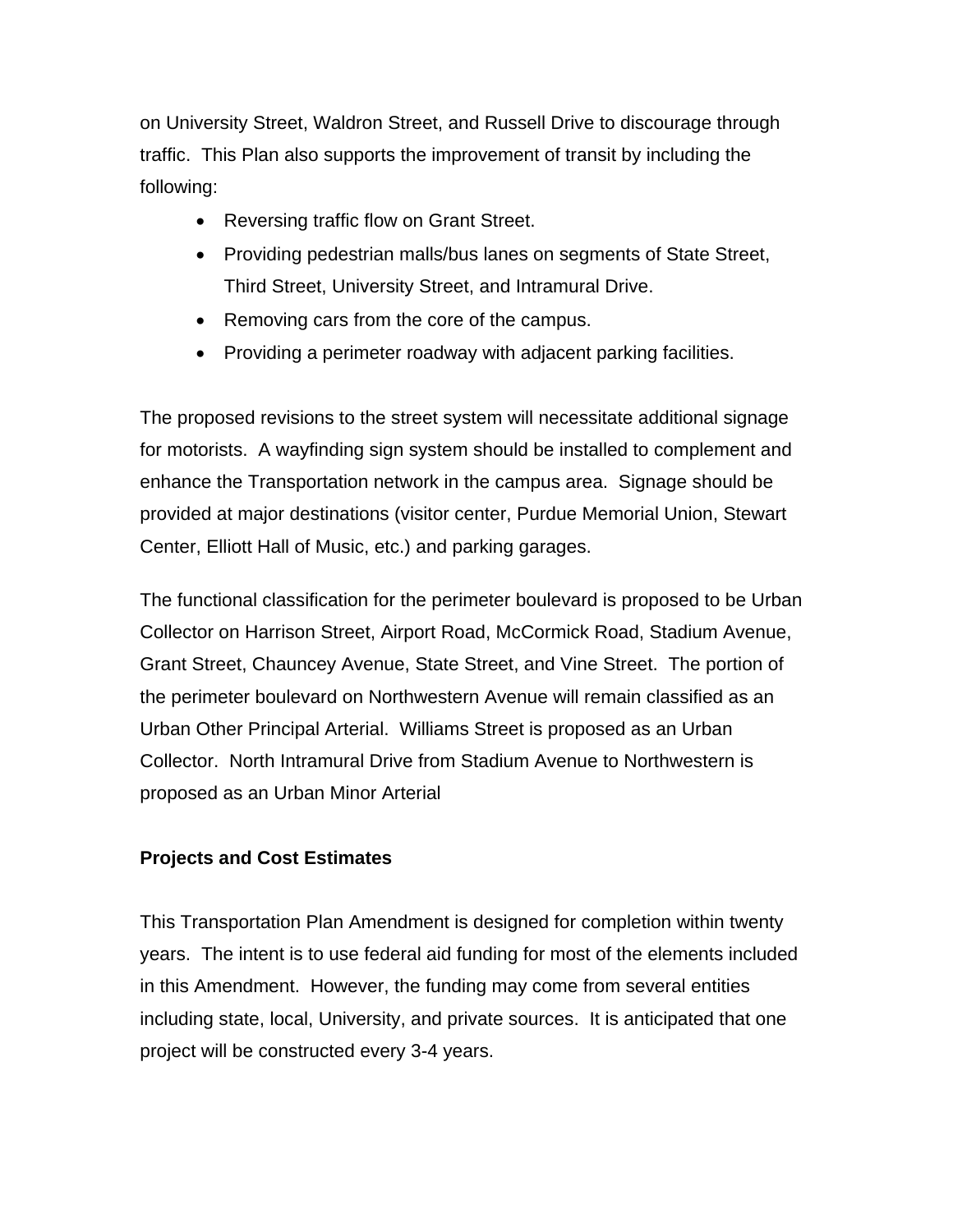on University Street, Waldron Street, and Russell Drive to discourage through traffic. This Plan also supports the improvement of transit by including the following:

- Reversing traffic flow on Grant Street.
- Providing pedestrian malls/bus lanes on segments of State Street, Third Street, University Street, and Intramural Drive.
- Removing cars from the core of the campus.
- Providing a perimeter roadway with adjacent parking facilities.

The proposed revisions to the street system will necessitate additional signage for motorists. A wayfinding sign system should be installed to complement and enhance the Transportation network in the campus area. Signage should be provided at major destinations (visitor center, Purdue Memorial Union, Stewart Center, Elliott Hall of Music, etc.) and parking garages.

The functional classification for the perimeter boulevard is proposed to be Urban Collector on Harrison Street, Airport Road, McCormick Road, Stadium Avenue, Grant Street, Chauncey Avenue, State Street, and Vine Street. The portion of the perimeter boulevard on Northwestern Avenue will remain classified as an Urban Other Principal Arterial. Williams Street is proposed as an Urban Collector. North Intramural Drive from Stadium Avenue to Northwestern is proposed as an Urban Minor Arterial

**Projects and Cost Estimates**

This Transportation Plan Amendment is designed for completion within twenty years. The intent is to use federal aid funding for most of the elements included in this Amendment. However, the funding may come from several entities including state, local, University, and private sources. It is anticipated that one project will be constructed every 3-4 years.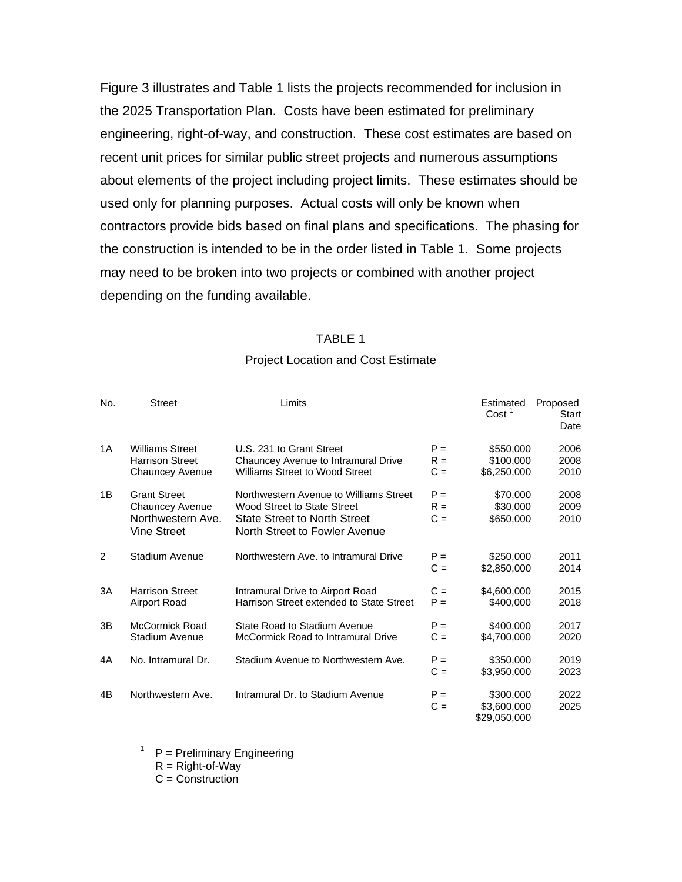Figure 3 illustrates and Table 1 lists the projects recommended for inclusion in the 2025 Transportation Plan. Costs have been estimated for preliminary engineering, right-of-way, and construction. These cost estimates are based on recent unit prices for similar public street projects and numerous assumptions about elements of the project including project limits. These estimates should be used only for planning purposes. Actual costs will only be known when contractors provide bids based on final plans and specifications. The phasing for the construction is intended to be in the order listed in Table 1. Some projects may need to be broken into two projects or combined with another project depending on the funding available.

TABLE 1

Project Location and Cost Estimate

| No. | Street | Limits | | Estimated Cost [1] | Proposed Start Date |
|---|---|---|---|---|---|
| 1A | Williams Street | U.S. 231 to Grant Street | P = | $550,000 | 2006 |
| | Harrison Street | Chauncey Avenue to Intramural Drive | R = | $100,000 | 2008 |
| | Chauncey Avenue | Williams Street to Wood Street | C = | $6,250,000 | 2010 |
| 1B | Grant Street | Northwestern Avenue to Williams Street | P = | $70,000 | 2008 |
| | Chauncey Avenue | Wood Street to State Street | R = | $30,000 | 2009 |
| | Northwestern Ave. | State Street to North Street | C = | $650,000 | 2010 |
| | Vine Street | North Street to Fowler Avenue | | | |
| 2 | Stadium Avenue | Northwestern Ave. to Intramural Drive | P = | $250,000 | 2011 |
| | | | C = | $2,850,000 | 2014 |
| 3A | Harrison Street | Intramural Drive to Airport Road | C = | $4,600,000 | 2015 |
| | Airport Road | Harrison Street extended to State Street | P = | $400,000 | 2018 |
| 3B | McCormick Road | State Road to Stadium Avenue | P = | $400,000 | 2017 |
| | Stadium Avenue | McCormick Road to Intramural Drive | C = | $4,700,000 | 2020 |
| 4A | No. Intramural Dr. | Stadium Avenue to Northwestern Ave. | P = | $350,000 | 2019 |
| | | | C = | $3,950,000 | 2023 |
| 4B | Northwestern Ave. | Intramural Dr. to Stadium Avenue | P = | $300,000 | 2022 |
| | | | C = | $3,600,000 | 2025 |
| | | | | $29,050,000 | |

[1] P = Preliminary Engineering
R = Right-of-Way
C = Construction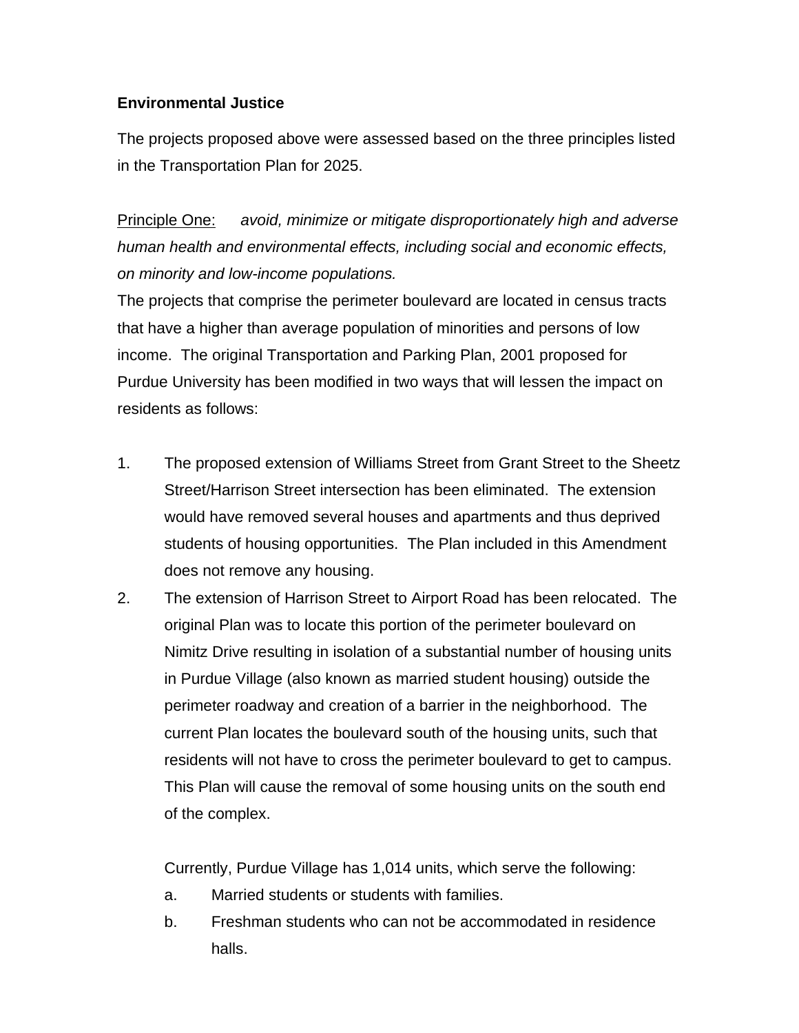**Environmental Justice**

The projects proposed above were assessed based on the three principles listed in the Transportation Plan for 2025.

<u>Principle One:</u> *avoid, minimize or mitigate disproportionately high and adverse human health and environmental effects, including social and economic effects, on minority and low-income populations.*

The projects that comprise the perimeter boulevard are located in census tracts that have a higher than average population of minorities and persons of low income. The original Transportation and Parking Plan, 2001 proposed for Purdue University has been modified in two ways that will lessen the impact on residents as follows:

1. The proposed extension of Williams Street from Grant Street to the Sheetz Street/Harrison Street intersection has been eliminated. The extension would have removed several houses and apartments and thus deprived students of housing opportunities. The Plan included in this Amendment does not remove any housing.
2. The extension of Harrison Street to Airport Road has been relocated. The original Plan was to locate this portion of the perimeter boulevard on Nimitz Drive resulting in isolation of a substantial number of housing units in Purdue Village (also known as married student housing) outside the perimeter roadway and creation of a barrier in the neighborhood. The current Plan locates the boulevard south of the housing units, such that residents will not have to cross the perimeter boulevard to get to campus. This Plan will cause the removal of some housing units on the south end of the complex.

   Currently, Purdue Village has 1,014 units, which serve the following:

   a. Married students or students with families.
   b. Freshman students who can not be accommodated in residence halls.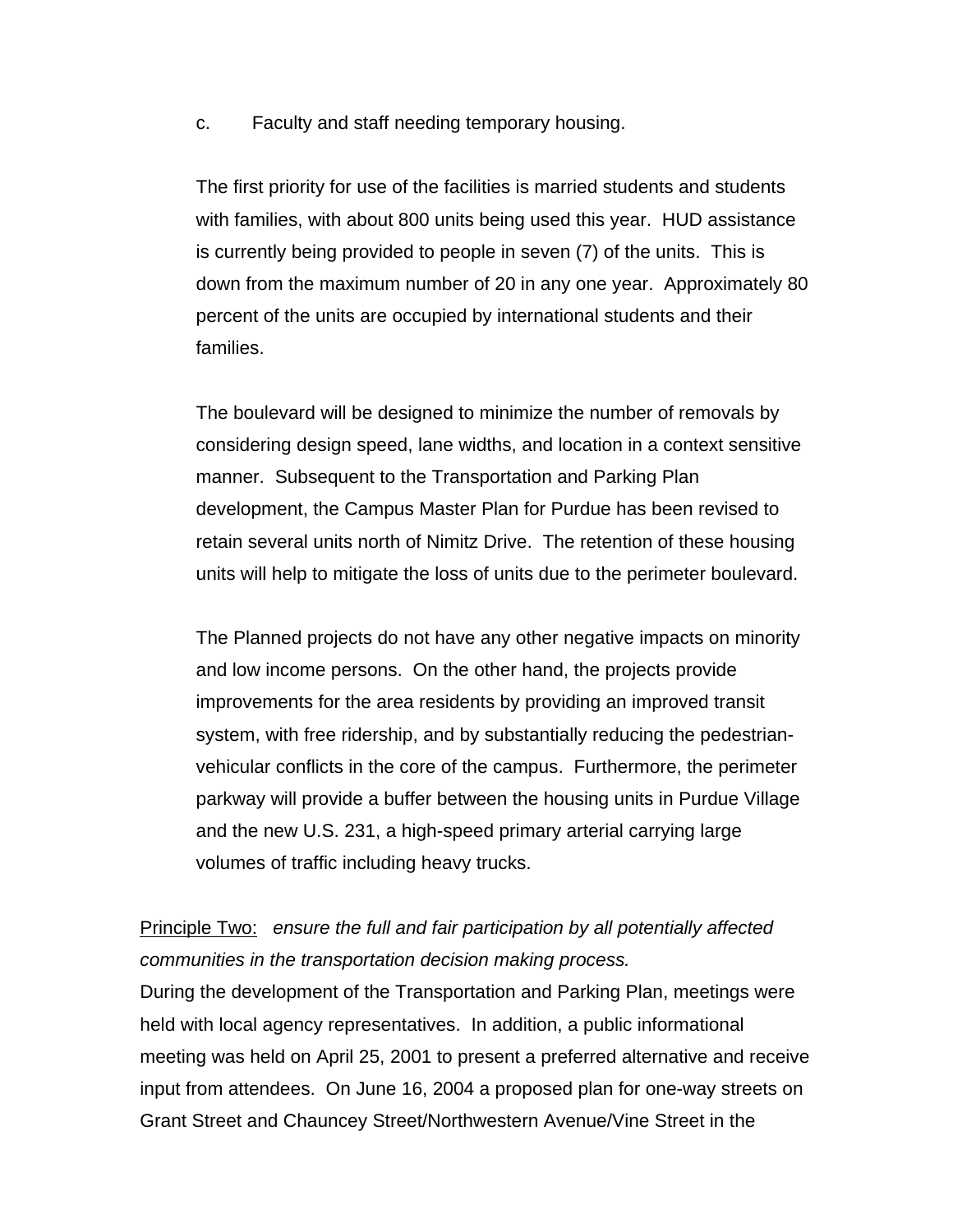c. Faculty and staff needing temporary housing.

The first priority for use of the facilities is married students and students with families, with about 800 units being used this year. HUD assistance is currently being provided to people in seven (7) of the units. This is down from the maximum number of 20 in any one year. Approximately 80 percent of the units are occupied by international students and their families.

The boulevard will be designed to minimize the number of removals by considering design speed, lane widths, and location in a context sensitive manner. Subsequent to the Transportation and Parking Plan development, the Campus Master Plan for Purdue has been revised to retain several units north of Nimitz Drive. The retention of these housing units will help to mitigate the loss of units due to the perimeter boulevard.

The Planned projects do not have any other negative impacts on minority and low income persons. On the other hand, the projects provide improvements for the area residents by providing an improved transit system, with free ridership, and by substantially reducing the pedestrian-vehicular conflicts in the core of the campus. Furthermore, the perimeter parkway will provide a buffer between the housing units in Purdue Village and the new U.S. 231, a high-speed primary arterial carrying large volumes of traffic including heavy trucks.

<u>Principle Two:</u> *ensure the full and fair participation by all potentially affected communities in the transportation decision making process.*

During the development of the Transportation and Parking Plan, meetings were held with local agency representatives. In addition, a public informational meeting was held on April 25, 2001 to present a preferred alternative and receive input from attendees. On June 16, 2004 a proposed plan for one-way streets on Grant Street and Chauncey Street/Northwestern Avenue/Vine Street in the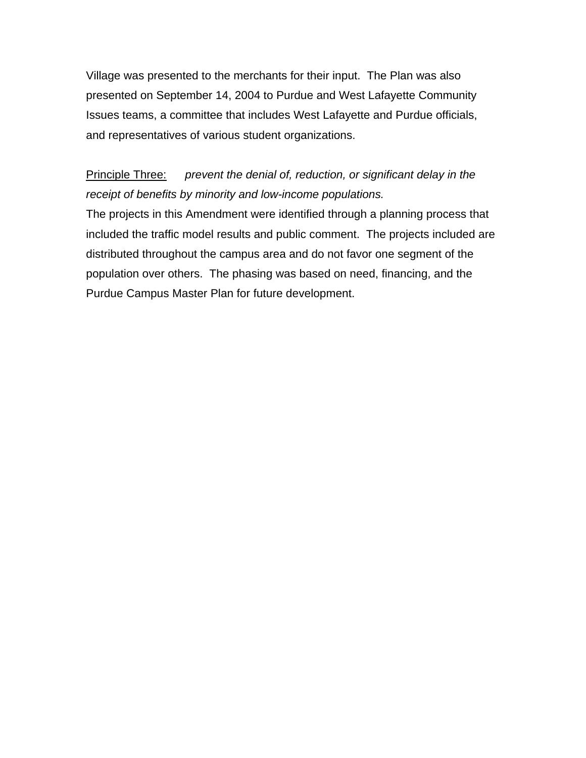Village was presented to the merchants for their input. The Plan was also presented on September 14, 2004 to Purdue and West Lafayette Community Issues teams, a committee that includes West Lafayette and Purdue officials, and representatives of various student organizations.

<u>Principle Three:</u> *prevent the denial of, reduction, or significant delay in the receipt of benefits by minority and low-income populations.*

The projects in this Amendment were identified through a planning process that included the traffic model results and public comment. The projects included are distributed throughout the campus area and do not favor one segment of the population over others. The phasing was based on need, financing, and the Purdue Campus Master Plan for future development.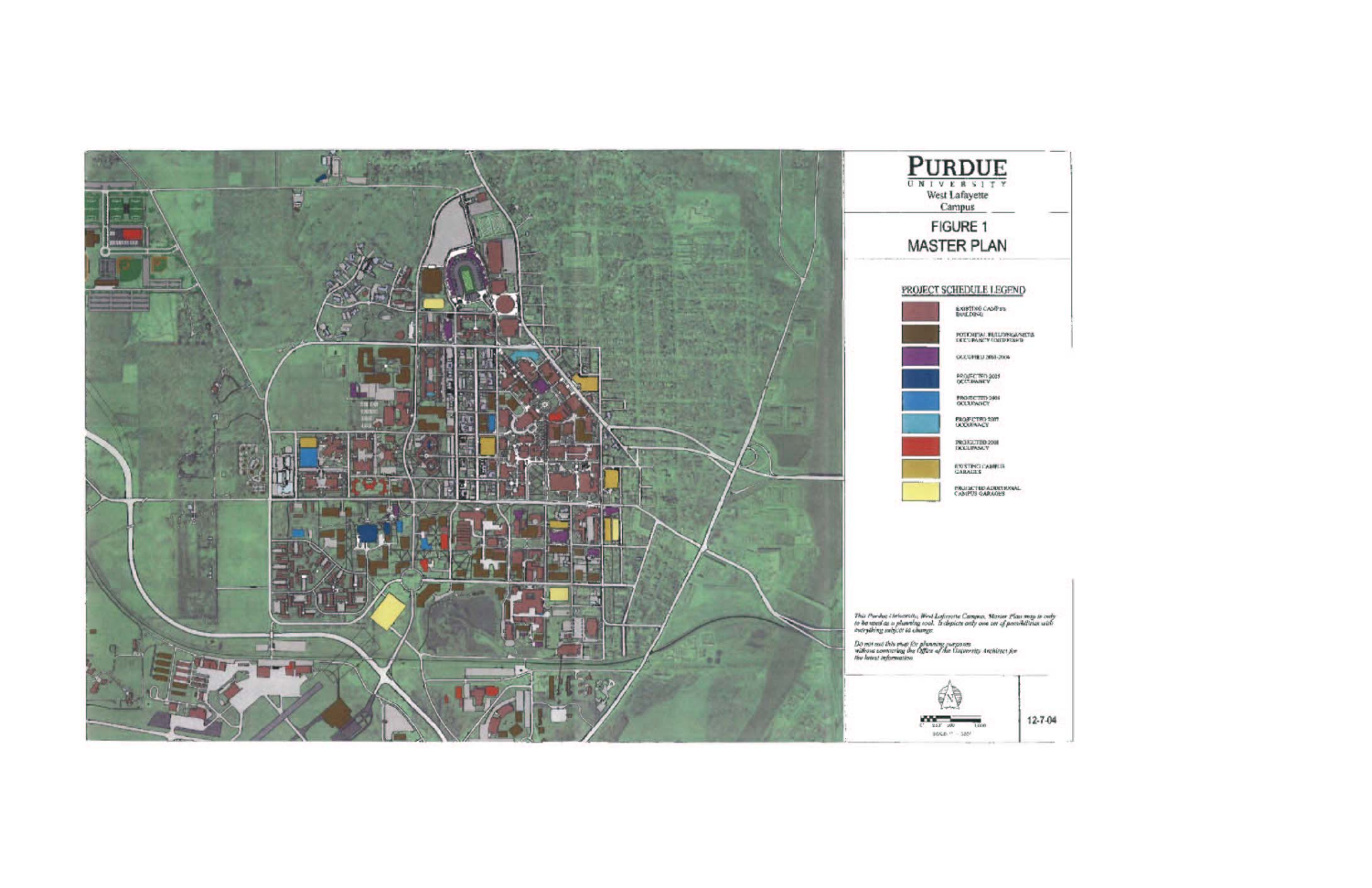# PURDUE

UNIVERSITY

West Lafayette Campus

## FIGURE 1

## MASTER PLAN

### PROJECT SCHEDULE LEGEND

- EXISTING CAMPUS BUILDING
- POTENTIAL BUILDING/AREAS OCCUPANCY UNDEFINED
- OCCUPIED 2001-2004
- PROJECTED 2005 OCCUPANCY
- PROJECTED 2006 OCCUPANCY
- PROJECTED 2007 OCCUPANCY
- PROJECTED 2008 OCCUPANCY
- EXISTING CAMPUS GARAGES
- PROJECTED ADDITIONAL CAMPUS GARAGES

*This Purdue University, West Lafayette Campus, Master Plan map is only to be used as a planning tool. It depicts only one set of possibilities with everything subject to change.*

*Do not use this map for planning purposes without contacting the Office of the University Architect for the latest information.*

12-7-04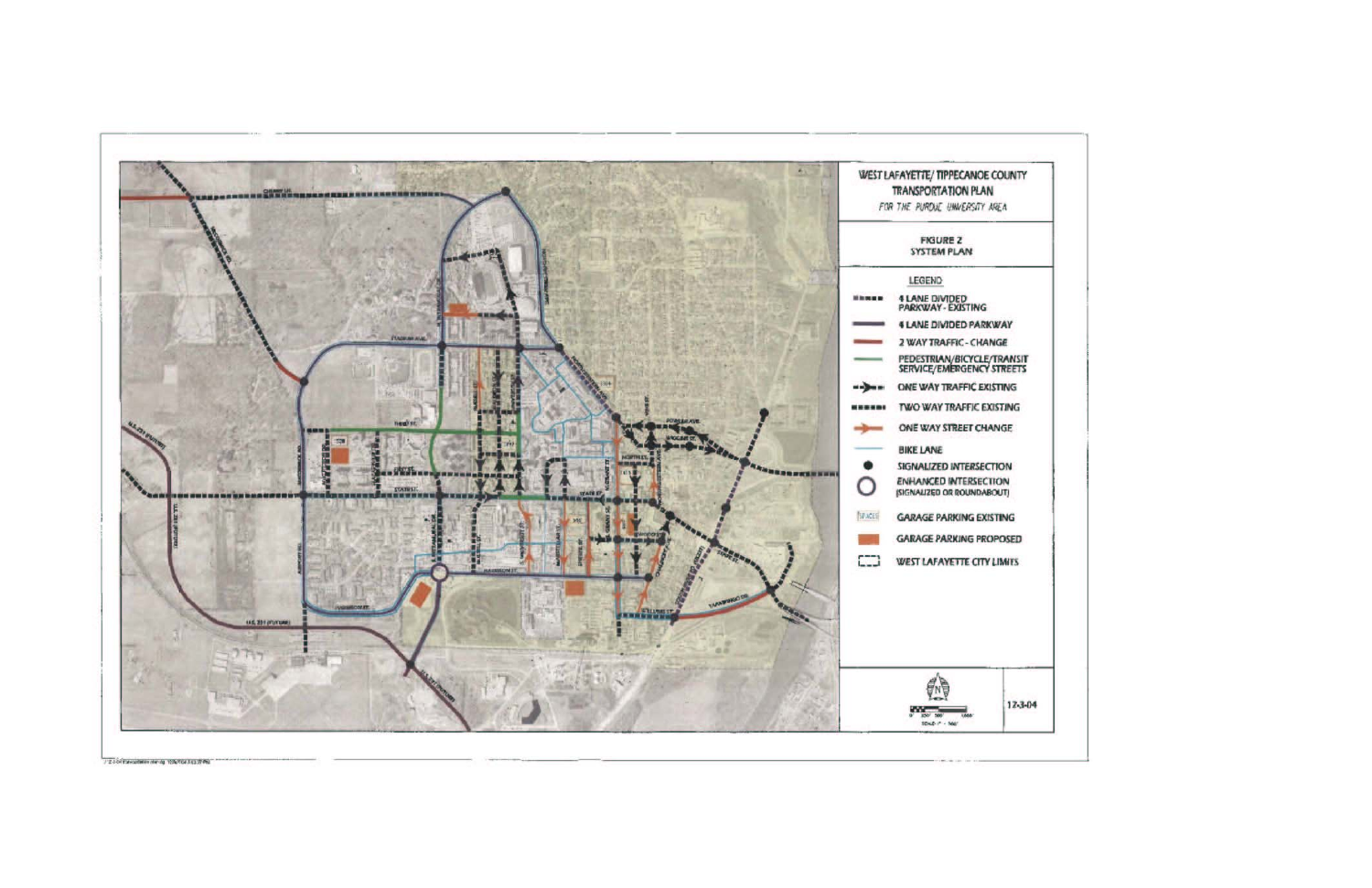WEST LAFAYETTE/ TIPPECANOE COUNTY TRANSPORTATION PLAN

*FOR THE PURDUE UNIVERSITY AREA*

FIGURE 2
SYSTEM PLAN

LEGEND

4 LANE DIVIDED PARKWAY - EXISTING

4 LANE DIVIDED PARKWAY

2 WAY TRAFFIC - CHANGE

PEDESTRIAN/BICYCLE/TRANSIT SERVICE/EMERGENCY STREETS

ONE WAY TRAFFIC EXISTING

TWO WAY TRAFFIC EXISTING

ONE WAY STREET CHANGE

BIKE LANE

SIGNALIZED INTERSECTION

ENHANCED INTERSECTION (SIGNALIZED OR ROUNDABOUT)

GARAGE PARKING EXISTING

GARAGE PARKING PROPOSED

WEST LAFAYETTE CITY LIMITS

12-3-04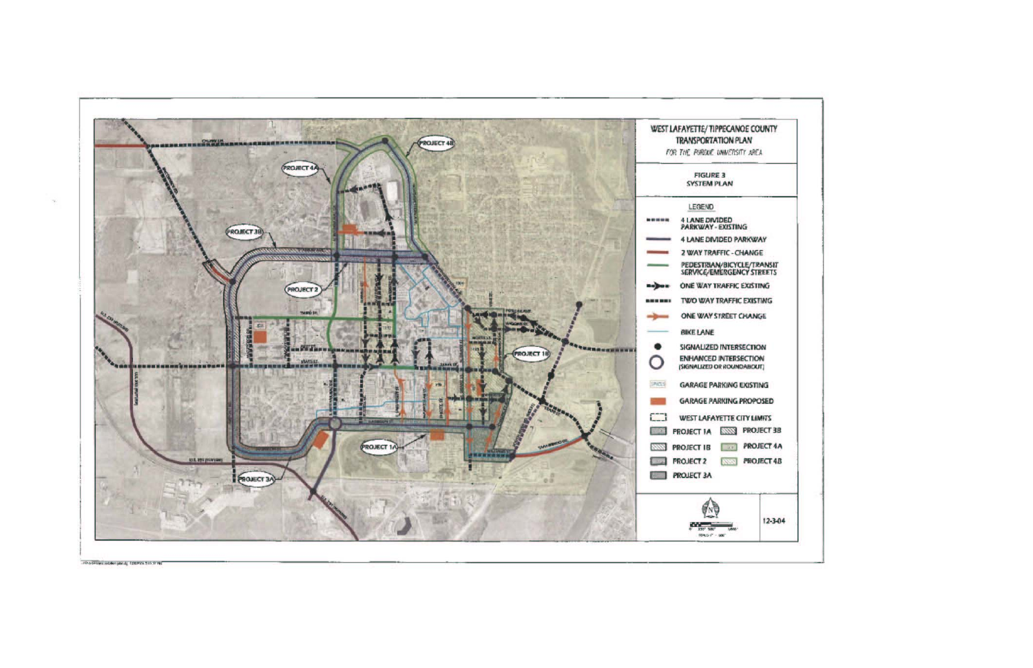# WEST LAFAYETTE/ TIPPECANOE COUNTY TRANSPORTATION PLAN

*FOR THE PURDUE UNIVERSITY AREA*

FIGURE 3
SYSTEM PLAN

LEGEND

4 LANE DIVIDED PARKWAY - EXISTING

4 LANE DIVIDED PARKWAY

2 WAY TRAFFIC - CHANGE

PEDESTRIAN/BICYCLE/TRANSIT SERVICE/EMERGENCY STREETS

ONE WAY TRAFFIC EXISTING

TWO WAY TRAFFIC EXISTING

ONE WAY STREET CHANGE

BIKE LANE

SIGNALIZED INTERSECTION

ENHANCED INTERSECTION (SIGNALIZED OR ROUNDABOUT)

GARAGE PARKING EXISTING

GARAGE PARKING PROPOSED

WEST LAFAYETTE CITY LIMITS

PROJECT 1A

PROJECT 1B

PROJECT 2

PROJECT 3A

PROJECT 3B

PROJECT 4A

PROJECT 4B

PROJECT 1A

PROJECT 1B

PROJECT 2

PROJECT 3A

PROJECT 3B

PROJECT 4A

PROJECT 4B

12-3-04